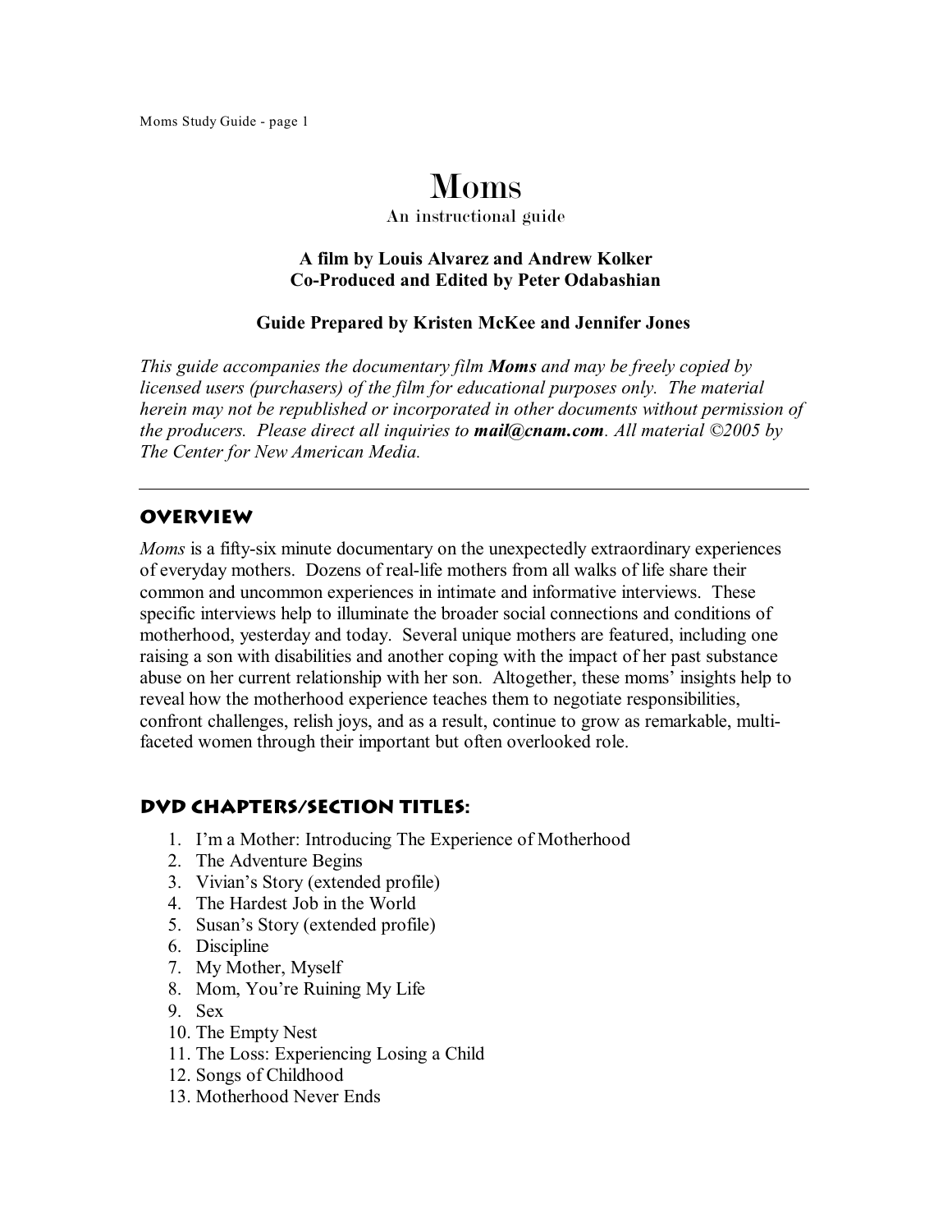# Moms

An instructional guide

**A film by Louis Alvarez and Andrew Kolker**
**Co-Produced and Edited by Peter Odabashian**

**Guide Prepared by Kristen McKee and Jennifer Jones**

*This guide accompanies the documentary film **Moms** and may be freely copied by licensed users (purchasers) of the film for educational purposes only. The material herein may not be republished or incorporated in other documents without permission of the producers. Please direct all inquiries to **mail@cnam.com**. All material ©2005 by The Center for New American Media.*

---

## Overview

*Moms* is a fifty-six minute documentary on the unexpectedly extraordinary experiences of everyday mothers. Dozens of real-life mothers from all walks of life share their common and uncommon experiences in intimate and informative interviews. These specific interviews help to illuminate the broader social connections and conditions of motherhood, yesterday and today. Several unique mothers are featured, including one raising a son with disabilities and another coping with the impact of her past substance abuse on her current relationship with her son. Altogether, these moms' insights help to reveal how the motherhood experience teaches them to negotiate responsibilities, confront challenges, relish joys, and as a result, continue to grow as remarkable, multi-faceted women through their important but often overlooked role.

## DVD Chapters/Section Titles:

1. I'm a Mother: Introducing The Experience of Motherhood
2. The Adventure Begins
3. Vivian's Story (extended profile)
4. The Hardest Job in the World
5. Susan's Story (extended profile)
6. Discipline
7. My Mother, Myself
8. Mom, You're Ruining My Life
9. Sex
10. The Empty Nest
11. The Loss: Experiencing Losing a Child
12. Songs of Childhood
13. Motherhood Never Ends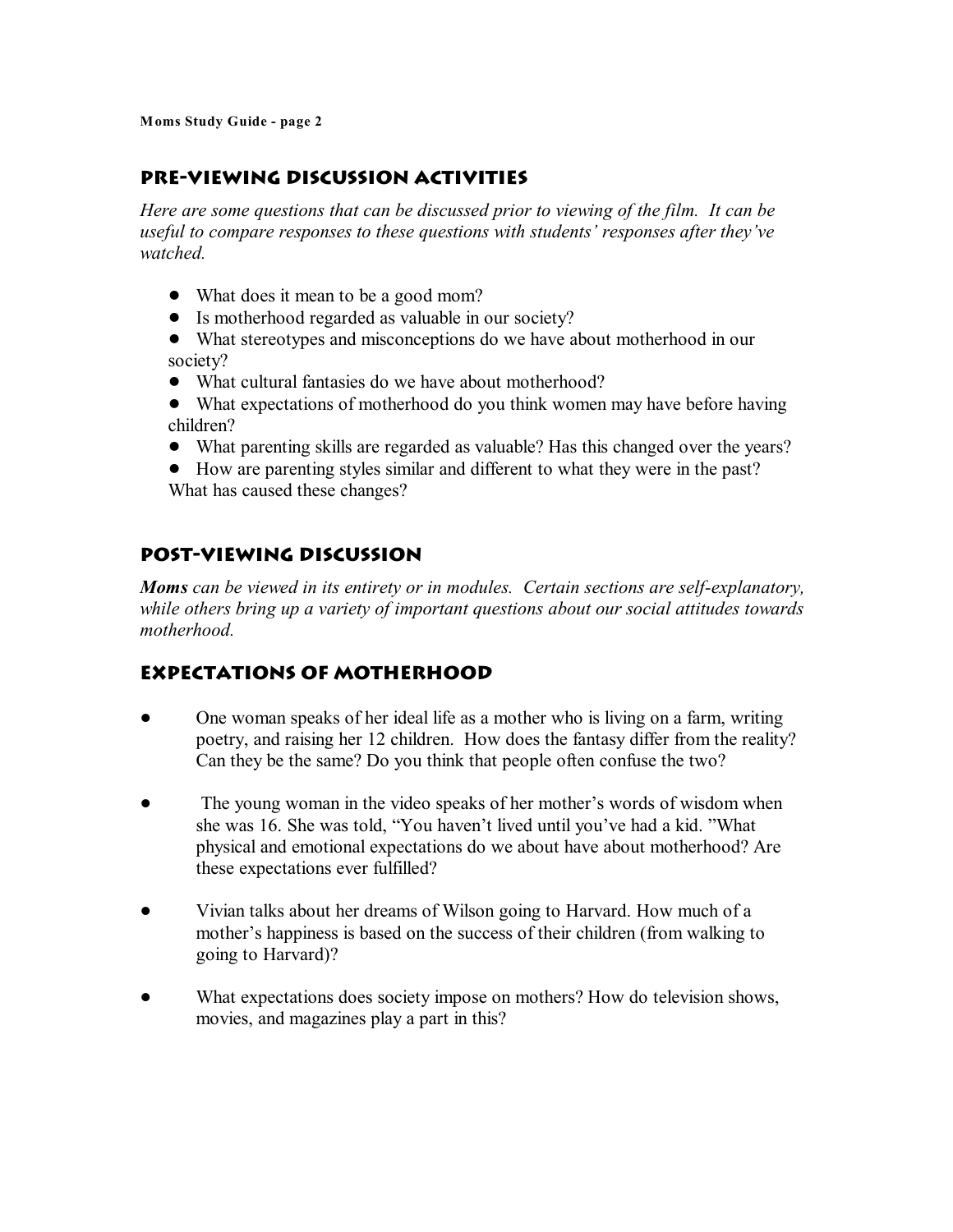## Pre-Viewing Discussion Activities

*Here are some questions that can be discussed prior to viewing of the film. It can be useful to compare responses to these questions with students' responses after they've watched.*

- What does it mean to be a good mom?
- Is motherhood regarded as valuable in our society?
- What stereotypes and misconceptions do we have about motherhood in our society?
- What cultural fantasies do we have about motherhood?
- What expectations of motherhood do you think women may have before having children?
- What parenting skills are regarded as valuable? Has this changed over the years?
- How are parenting styles similar and different to what they were in the past? What has caused these changes?

## Post-Viewing Discussion

***Moms*** *can be viewed in its entirety or in modules. Certain sections are self-explanatory, while others bring up a variety of important questions about our social attitudes towards motherhood.*

## Expectations of Motherhood

- One woman speaks of her ideal life as a mother who is living on a farm, writing poetry, and raising her 12 children. How does the fantasy differ from the reality? Can they be the same? Do you think that people often confuse the two?

- The young woman in the video speaks of her mother's words of wisdom when she was 16. She was told, "You haven't lived until you've had a kid. "What physical and emotional expectations do we about have about motherhood? Are these expectations ever fulfilled?

- Vivian talks about her dreams of Wilson going to Harvard. How much of a mother's happiness is based on the success of their children (from walking to going to Harvard)?

- What expectations does society impose on mothers? How do television shows, movies, and magazines play a part in this?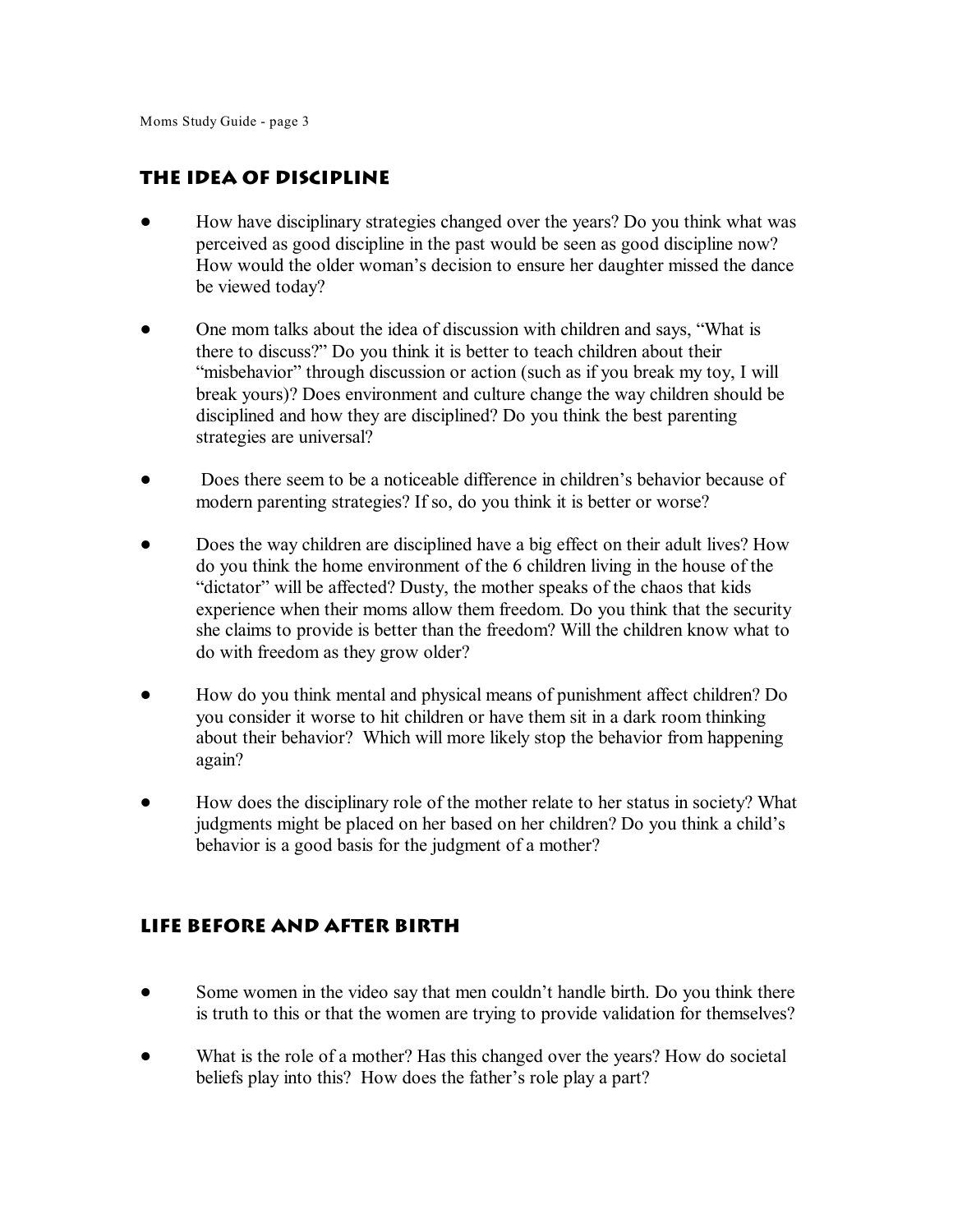## The Idea of Discipline

- How have disciplinary strategies changed over the years? Do you think what was perceived as good discipline in the past would be seen as good discipline now? How would the older woman's decision to ensure her daughter missed the dance be viewed today?

- One mom talks about the idea of discussion with children and says, "What is there to discuss?" Do you think it is better to teach children about their "misbehavior" through discussion or action (such as if you break my toy, I will break yours)? Does environment and culture change the way children should be disciplined and how they are disciplined? Do you think the best parenting strategies are universal?

- Does there seem to be a noticeable difference in children's behavior because of modern parenting strategies? If so, do you think it is better or worse?

- Does the way children are disciplined have a big effect on their adult lives? How do you think the home environment of the 6 children living in the house of the "dictator" will be affected? Dusty, the mother speaks of the chaos that kids experience when their moms allow them freedom. Do you think that the security she claims to provide is better than the freedom? Will the children know what to do with freedom as they grow older?

- How do you think mental and physical means of punishment affect children? Do you consider it worse to hit children or have them sit in a dark room thinking about their behavior? Which will more likely stop the behavior from happening again?

- How does the disciplinary role of the mother relate to her status in society? What judgments might be placed on her based on her children? Do you think a child's behavior is a good basis for the judgment of a mother?

## Life Before and After Birth

- Some women in the video say that men couldn't handle birth. Do you think there is truth to this or that the women are trying to provide validation for themselves?

- What is the role of a mother? Has this changed over the years? How do societal beliefs play into this? How does the father's role play a part?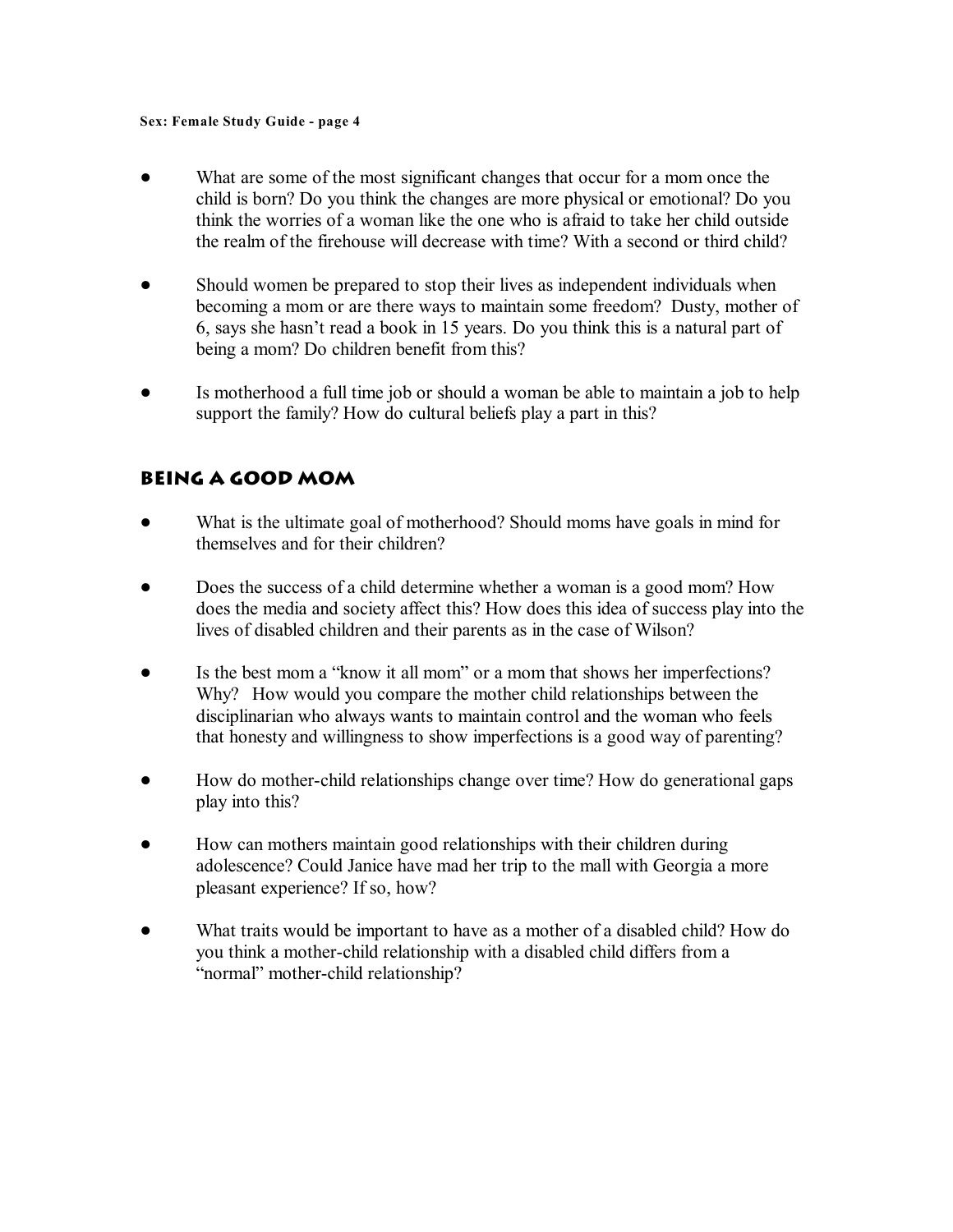- What are some of the most significant changes that occur for a mom once the child is born? Do you think the changes are more physical or emotional? Do you think the worries of a woman like the one who is afraid to take her child outside the realm of the firehouse will decrease with time? With a second or third child?

- Should women be prepared to stop their lives as independent individuals when becoming a mom or are there ways to maintain some freedom? Dusty, mother of 6, says she hasn't read a book in 15 years. Do you think this is a natural part of being a mom? Do children benefit from this?

- Is motherhood a full time job or should a woman be able to maintain a job to help support the family? How do cultural beliefs play a part in this?

## Being a Good Mom

- What is the ultimate goal of motherhood? Should moms have goals in mind for themselves and for their children?

- Does the success of a child determine whether a woman is a good mom? How does the media and society affect this? How does this idea of success play into the lives of disabled children and their parents as in the case of Wilson?

- Is the best mom a "know it all mom" or a mom that shows her imperfections? Why? How would you compare the mother child relationships between the disciplinarian who always wants to maintain control and the woman who feels that honesty and willingness to show imperfections is a good way of parenting?

- How do mother-child relationships change over time? How do generational gaps play into this?

- How can mothers maintain good relationships with their children during adolescence? Could Janice have mad her trip to the mall with Georgia a more pleasant experience? If so, how?

- What traits would be important to have as a mother of a disabled child? How do you think a mother-child relationship with a disabled child differs from a "normal" mother-child relationship?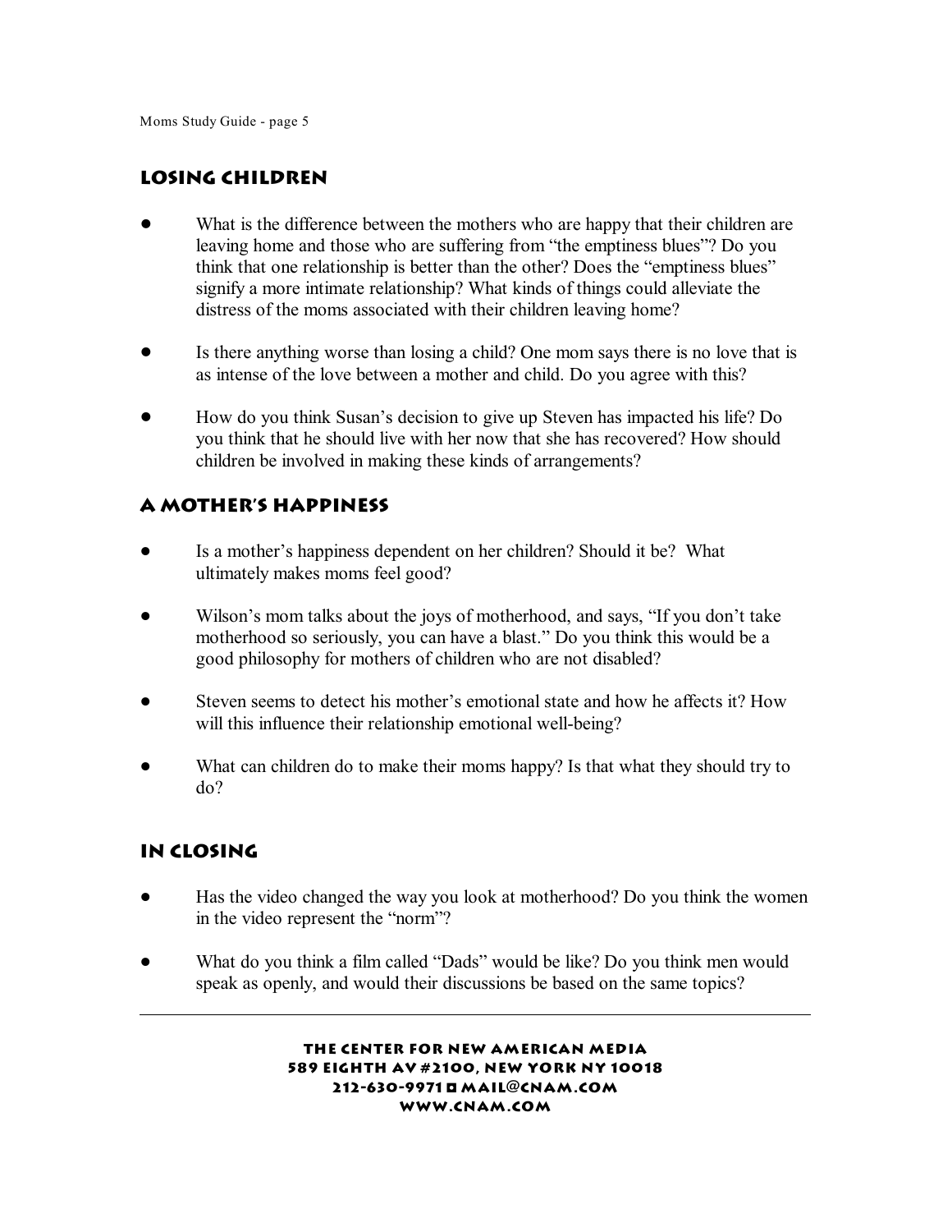## LOSING CHILDREN

- What is the difference between the mothers who are happy that their children are leaving home and those who are suffering from "the emptiness blues"? Do you think that one relationship is better than the other? Does the "emptiness blues" signify a more intimate relationship? What kinds of things could alleviate the distress of the moms associated with their children leaving home?

- Is there anything worse than losing a child? One mom says there is no love that is as intense of the love between a mother and child. Do you agree with this?

- How do you think Susan's decision to give up Steven has impacted his life? Do you think that he should live with her now that she has recovered? How should children be involved in making these kinds of arrangements?

## A MOTHER'S HAPPINESS

- Is a mother's happiness dependent on her children? Should it be? What ultimately makes moms feel good?

- Wilson's mom talks about the joys of motherhood, and says, "If you don't take motherhood so seriously, you can have a blast." Do you think this would be a good philosophy for mothers of children who are not disabled?

- Steven seems to detect his mother's emotional state and how he affects it? How will this influence their relationship emotional well-being?

- What can children do to make their moms happy? Is that what they should try to do?

## IN CLOSING

- Has the video changed the way you look at motherhood? Do you think the women in the video represent the "norm"?

- What do you think a film called "Dads" would be like? Do you think men would speak as openly, and would their discussions be based on the same topics?

---

**THE CENTER FOR NEW AMERICAN MEDIA**
**589 EIGHTH AV #2100, NEW YORK NY 10018**
**212-630-9971 ◘ MAIL@CNAM.COM**
**WWW.CNAM.COM**